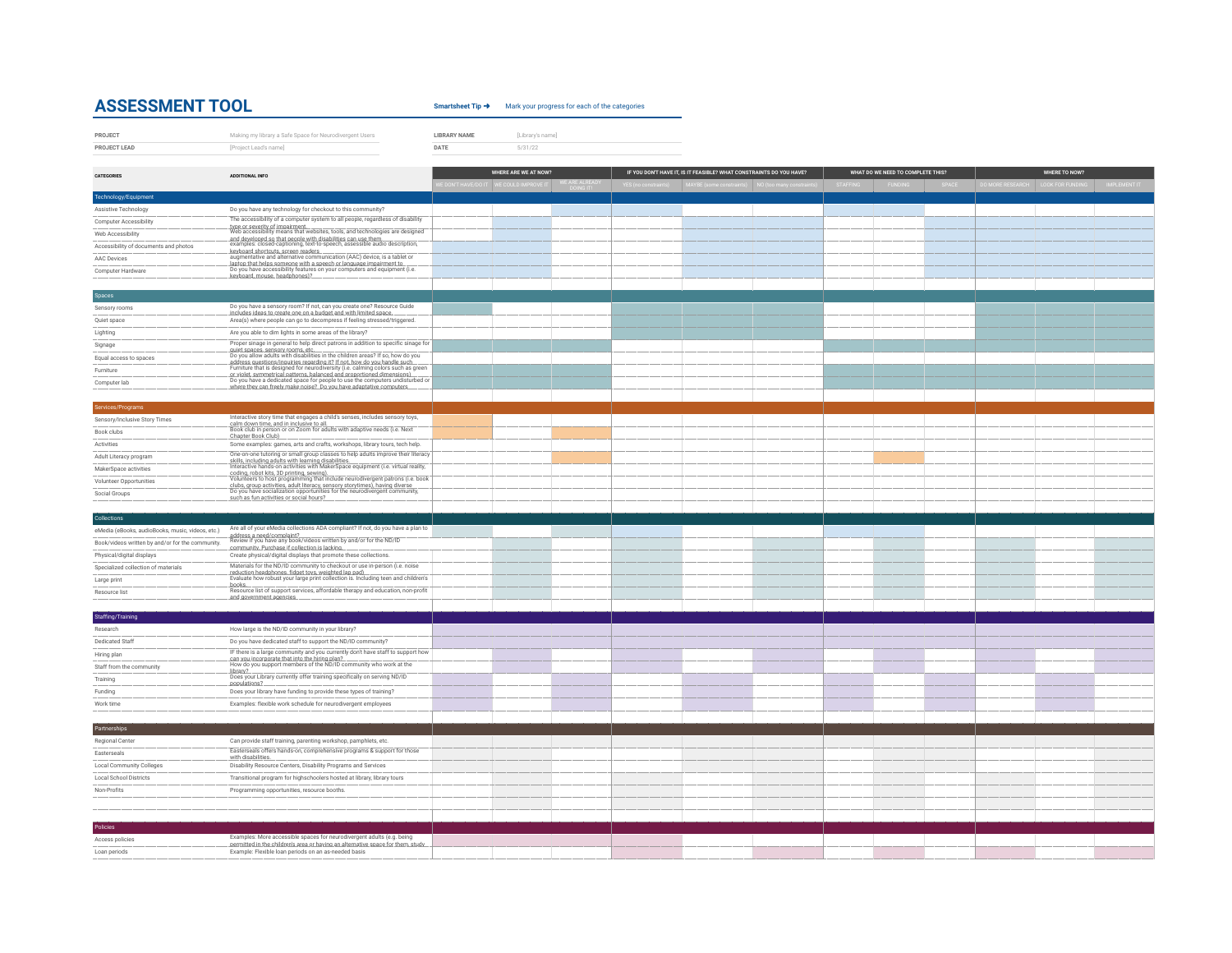# ASSESSMENT TOOL

**Smartsheet Tip ➜** Mark your progress for each of the categories

| | | | |
|---|---|---|---|
| **PROJECT** | Making my library a Safe Space for Neurodivergent Users | **LIBRARY NAME** | [Library's name] |
| **PROJECT LEAD** | [Project Lead's name] | **DATE** | 5/31/22 |

| CATEGORIES | ADDITIONAL INFO | WHERE ARE WE AT NOW? | | | IF YOU DON'T HAVE IT, IS IT FEASIBLE? WHAT CONSTRAINTS DO YOU HAVE? | | | WHAT DO WE NEED TO COMPLETE THIS? | | | WHERE TO NOW? | | |
|---|---|---|---|---|---|---|---|---|---|---|---|---|---|
| | | WE DON'T HAVE/DO IT | WE COULD IMPROVE IT | WE ARE ALREADY DOING IT | YES (no constraints) | MAYBE (some constraints) | NO (too many constraints) | STAFFING | FUNDING | SPACE | DO MORE RESEARCH | LOOK FOR FUNDING | IMPLEMENT IT |
| **Technology/Equipment** | | | | | | | | | | | | | |
| Assistive Technology | Do you have any technology for checkout to this community? | | | | | | | | | | | | |
| Computer Accessibility | The accessibility of a computer system to all people, regardless of disability type or severity of impairment. | | | | | | | | | | | | |
| Web Accessibility | Web accessibility means that websites, tools, and technologies are designed and developed so that people with disabilities can use them. | | | | | | | | | | | | |
| Accessibility of documents and photos | examples: closed-captioning, text-to-speech, assessible audio description, keyboard shortcuts, screen readers | | | | | | | | | | | | |
| AAC Devices | augmentative and alternative communication (AAC) device, is a tablet or laptop that helps someone with a speech or language impairment to | | | | | | | | | | | | |
| Computer Hardware | Do you have accessibility features on your computers and equipment (i.e. keyboard, mouse, headphones)? | | | | | | | | | | | | |
| **Spaces** | | | | | | | | | | | | | |
| Sensory rooms | Do you have a sensory room? If not, can you create one? Resource Guide includes ideas to create one on a budget and with limited space. | | | | | | | | | | | | |
| Quiet space | Area(s) where people can go to decompress if feeling stressed/triggered. | | | | | | | | | | | | |
| Lighting | Are you able to dim lights in some areas of the library? | | | | | | | | | | | | |
| Signage | Proper sinage in general to help direct patrons in addition to specific sinage for quiet spaces, sensory rooms, etc. | | | | | | | | | | | | |
| Equal access to spaces | Do you allow adults with disabilities in the children areas? If so, how do you address questions/inquiries regarding it? If not, how do you handle such | | | | | | | | | | | | |
| Furniture | Furniture that is designed for neurodiversity (i.e. calming colors such as green or violet, symmetrical patterns, balanced and proportioned dimensions) | | | | | | | | | | | | |
| Computer lab | Do you have a dedicated space for people to use the computers undisturbed or where they can freely make noise? Do you have adaptative computers | | | | | | | | | | | | |
| **Services/Programs** | | | | | | | | | | | | | |
| Sensory/Inclusive Story Times | Interactive story time that engages a child's senses, includes sensory toys, calm down time, and in inclusive to all. | | | | | | | | | | | | |
| Book clubs | Book club in person or on Zoom for adults with adaptive needs (i.e. Next Chapter Book Club) | | | | | | | | | | | | |
| Activities | Some examples: games, arts and crafts, workshops, library tours, tech help. | | | | | | | | | | | | |
| Adult Literacy program | One-on-one tutoring or small group classes to help adults improve their literacy skills, including adults with learning disabilities. | | | | | | | | | | | | |
| MakerSpace activities | Interactive hands-on activities with MakerSpace equipment (i.e. virtual reality, coding, robot kits, 3D printing, sewing). | | | | | | | | | | | | |
| Volunteer Opportunities | Volunteers to host programming that include neurodivergent patrons (i.e. book clubs, group activities, adult literacy, sensory storytimes), having diverse | | | | | | | | | | | | |
| Social Groups | Do you have socialization opportunities for the neurodivergent community, such as fun activities or social hours? | | | | | | | | | | | | |
| **Collections** | | | | | | | | | | | | | |
| eMedia (eBooks, audioBooks, music, videos, etc.) | Are all of your eMedia collections ADA compliant? If not, do you have a plan to address a need/complaint? | | | | | | | | | | | | |
| Book/videos written by and/or for the community. | Review if you have any book/videos written by and/or for the ND/ID community. Purchase if collection is lacking. | | | | | | | | | | | | |
| Physical/digital displays | Create physical/digital displays that promote these collections. | | | | | | | | | | | | |
| Specialized collection of materials | Materials for the ND/ID community to checkout or use in-person (i.e. noise reduction headphones, fidget toys, weighted lap pad) | | | | | | | | | | | | |
| Large print | Evaluate how robust your large print collection is. Including teen and children's books. | | | | | | | | | | | | |
| Resource list | Resource list of support services, affordable therapy and education, non-profit and government agencies | | | | | | | | | | | | |
| **Staffing/Training** | | | | | | | | | | | | | |
| Research | How large is the ND/ID community in your library? | | | | | | | | | | | | |
| Dedicated Staff | Do you have dedicated staff to support the ND/ID community? | | | | | | | | | | | | |
| Hiring plan | IF there is a large community and you currently don't have staff to support how can you incorporate that into the hiring plan? | | | | | | | | | | | | |
| Staff from the community | How do you support members of the ND/ID community who work at the library? | | | | | | | | | | | | |
| Training | Does your Library currently offer training specifically on serving ND/ID populations? | | | | | | | | | | | | |
| Funding | Does your library have funding to provide these types of training? | | | | | | | | | | | | |
| Work time | Examples: flexible work schedule for neurodivergent employees | | | | | | | | | | | | |
| **Partnerships** | | | | | | | | | | | | | |
| Regional Center | Can provide staff training, parenting workshop, pamphlets, etc. | | | | | | | | | | | | |
| Easterseals | Eastersеals offers hands-on, comprehensive programs & support for those with disabilities. | | | | | | | | | | | | |
| Local Community Colleges | Disability Resource Centers, Disability Programs and Services | | | | | | | | | | | | |
| Local School Districts | Transitional program for highschoolers hosted at library, library tours | | | | | | | | | | | | |
| Non-Profits | Programming opportunities, resource booths. | | | | | | | | | | | | |
| **Policies** | | | | | | | | | | | | | |
| Access policies | Examples: More accessible spaces for neurodivergent adults (e.g. being permitted in the children's area or having an alternative space for them, study | | | | | | | | | | | | |
| Loan periods | Example: Flexible loan periods on an as-needed basis | | | | | | | | | | | | |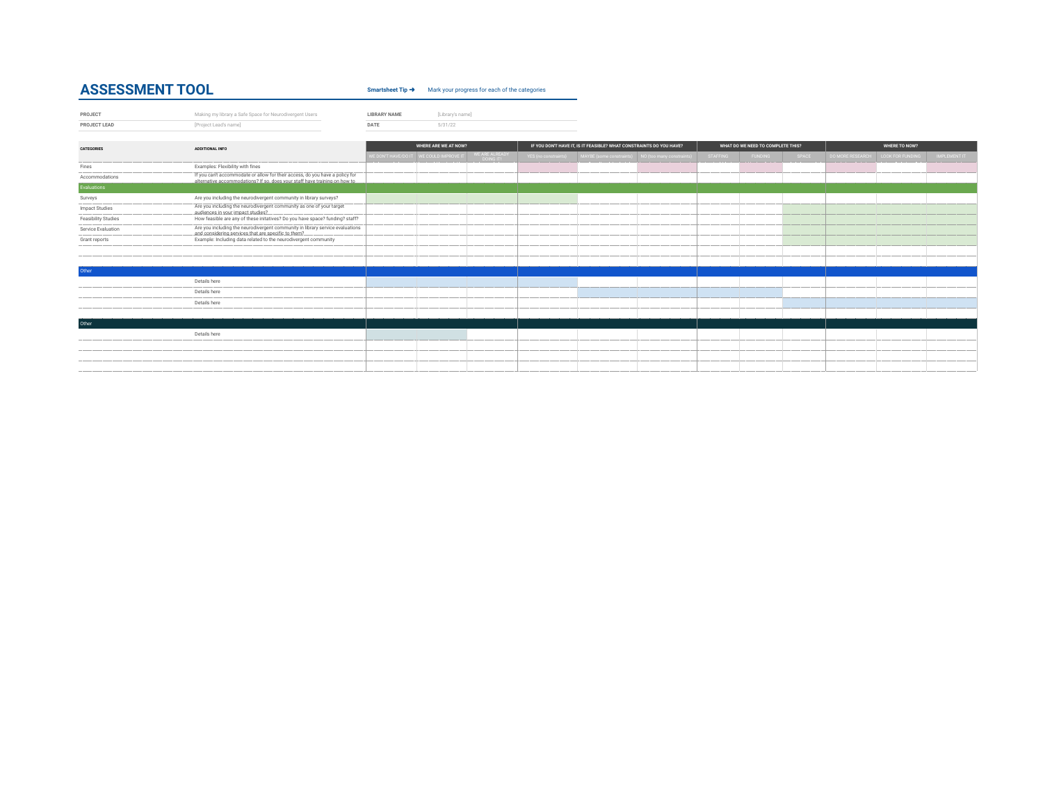# ASSESSMENT TOOL

**Smartsheet Tip ➜** Mark your progress for each of the categories

| | | | |
|---|---|---|---|
| **PROJECT** | Making my library a Safe Space for Neurodivergent Users | **LIBRARY NAME** | [Library's name] |
| **PROJECT LEAD** | [Project Lead's name] | **DATE** | 5/31/22 |

| CATEGORIES | ADDITIONAL INFO | WHERE ARE WE AT NOW? | | | IF YOU DON'T HAVE IT, IS IT FEASIBLE? WHAT CONSTRAINTS DO YOU HAVE? | | | WHAT DO WE NEED TO COMPLETE THIS? | | | WHERE TO NOW? | | |
|---|---|---|---|---|---|---|---|---|---|---|---|---|---|
| | | WE DON'T HAVE/DO IT | WE COULD IMPROVE IT | WE ARE ALREADY DOING IT | YES (no constraints) | MAYBE (some constraints) | NO (too many constraints) | STAFFING | FUNDING | SPACE | DO MORE RESEARCH | LOOK FOR FUNDING | IMPLEMENT IT |
| Fines | Examples: Flexibility with fines | | | | | | | | | | | | |
| Accommodations | If you can't accommodate or allow for their access, do you have a policy for alternative accommodations? If so, does your staff have training on how to | | | | | | | | | | | | |
| Evaluations | | | | | | | | | | | | | |
| Surveys | Are you including the neurodivergent community in library surveys? | | | | | | | | | | | | |
| Impact Studies | Are you including the neurodivergent community as one of your target audiences in your impact studies? | | | | | | | | | | | | |
| Feasibility Studies | How feasible are any of these initatives? Do you have space? funding? staff? | | | | | | | | | | | | |
| Service Evaluation | Are you including the neurodivergent community in library service evaluations and considering services that are specific to them? | | | | | | | | | | | | |
| Grant reports | Example: Including data related to the neurodivergent community | | | | | | | | | | | | |
| | | | | | | | | | | | | | |
| | | | | | | | | | | | | | |
| Other | | | | | | | | | | | | | |
| | Details here | | | | | | | | | | | | |
| | Details here | | | | | | | | | | | | |
| | Details here | | | | | | | | | | | | |
| | | | | | | | | | | | | | |
| Other | | | | | | | | | | | | | |
| | Details here | | | | | | | | | | | | |
| | | | | | | | | | | | | | |
| | | | | | | | | | | | | | |
| | | | | | | | | | | | | | |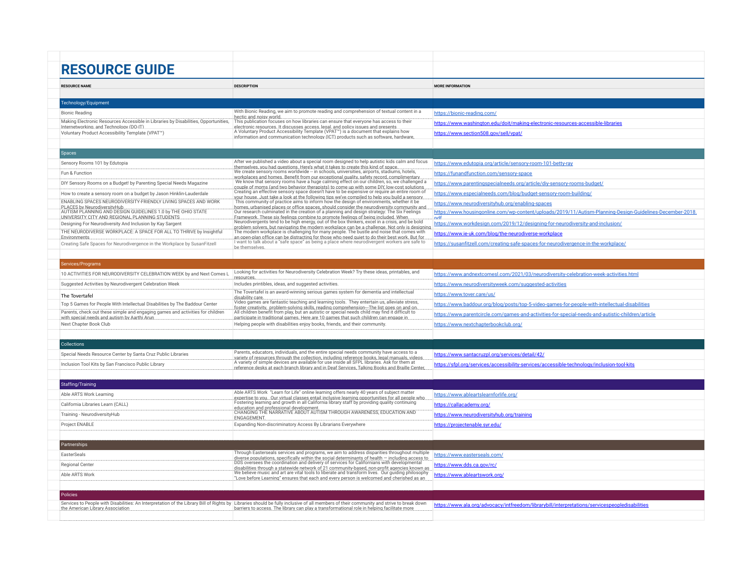# RESOURCE GUIDE

| RESOURCE NAME | DESCRIPTION | MORE INFORMATION |
|---|---|---|
| **Technology/Equipment** | | |
| Bionic Reading | With Bionic Reading, we aim to promote reading and comprehension of textual content in a hectic and noisy world. | https://bionic-reading.com/ |
| Making Electronic Resources Accessible in Libraries by Disabilities, Opportunities, Internetworking, and Technology (DO-IT) | This publication focuses on how libraries can ensure that everyone has access to their electronic resources. It discusses access, legal, and policy issues and presents | https://www.washington.edu/doit/making-electronic-resources-accessible-libraries |
| Voluntary Product Accessibility Template (VPAT™) | A Voluntary Product Accessibility Template (VPAT™) is a document that explains how information and communication technology (ICT) products such as software, hardware, | https://www.section508.gov/sell/vpat/ |
| **Spaces** | | |
| Sensory Rooms 101 by Edutopia | After we published a video about a special room designed to help autistic kids calm and focus themselves, you had questions. Here's what it takes to create this kind of space. | https://www.edutopia.org/article/sensory-room-101-betty-ray |
| Fun & Function | We create sensory rooms worldwide -- in schools, universities, airports, stadiums, hotels, workplaces and homes. Benefit from our exceptional quality, safety record, complimentary | https://funandfunction.com/sensory-space |
| DIY Sensory Rooms on a Budget! by Parenting Special Needs Magazine | We know that sensory rooms have a huge calming effect on our children, so, we challenged a couple of moms (and two behavior therapists) to come up with some DIY, low-cost solutions | https://www.parentingspecialneeds.org/article/diy-sensory-rooms-budget/ |
| How to create a sensory room on a budget by Jason Hinklin-Lauderdale | Creating an effective sensory space doesn't have to be expensive or require an entire room of your house. Just take a look at the following tips we've compiled to help you build a sensory | https://www.especialneeds.com/blog/budget-sensory-room-building/ |
| ENABLING SPACES NEURODIVERSITY-FRIENDLY LIVING SPACES AND WORK PLACES by NeurodiversityHub | This community of practice aims to inform how the design of environments, whether it be homes, urbanised places or office spaces, should consider the neurodiversity community and | https://www.neurodiversityhub.org/enabling-spaces |
| AUTISM PLANNING AND DESIGN GUIDELINES 1.0 by THE OHIO STATE UNIVERSITY CITY AND REGIONAL PLANNING STUDENTS | Our research culminated in the creation of a planning and design strategy: The Six Feelings Framework. These six feelings combine to promote feelings of being included. When | https://www.housingonline.com/wp-content/uploads/2019/11/Autism-Planning-Design-Guidelines-December-2018.pdf |
| Designing For Neurodiversity And Inclusion by Kay Sargent | Neurodivergents tend to be high energy, out of the box thinkers, excel in a crisis, and be bold problem solvers, but navigating the modern workplace can be a challenge. Not only is designing | https://www.workdesign.com/2019/12/designing-for-neurodiversity-and-inclusion/ |
| THE NEURODIVERSE WORKPLACE: A SPACE FOR ALL TO THRIVE by Insightful Environments | The modern workplace is challenging for many people. The bustle and noise that comes with an open-plan office can be distracting for those who need quiet to do their best work. But for | https://www.ie-uk.com/blog/the-neurodiverse-workplace |
| Creating Safe Spaces for Neurodivergence in the Workplace by SusanFitzell | I want to talk about a "safe space" as being a place where neurodivergent workers are safe to be themselves. | https://susanfitzell.com/creating-safe-spaces-for-neurodivergence-in-the-workplace/ |
| **Services/Programs** | | |
| 10 ACTIVITIES FOR NEURODIVERSITY CELEBRATION WEEK by and Next Comes L | Looking for activities for Neurodiversity Celebration Week? Try these ideas, printables, and resources. | https://www.andnextcomesl.com/2021/03/neurodiversity-celebration-week-activities.html |
| Suggested Activities by Neurodivergent Celebration Week | Includes printibles, ideas, and suggested activities. | https://www.neurodiversityweek.com/suggested-activities |
| The Tovertafel | The Tovertafel is an award-winning serious games system for dementia and intellectual disability care. | https://www.tover.care/us/ |
| Top 5 Games for People With Intellectual Disabilities by The Baddour Center | Video games are fantastic teaching and learning tools. They entertain us, alleviate stress, foster creativity, problem-solving skills, reading comprehension—The list goes on and on. | https://www.baddour.org/blog/posts/top-5-video-games-for-people-with-intellectual-disabilities |
| Parents, check out these simple and engaging games and activities for children with special needs and autism by Aarthi Arun | All children benefit from play, but an autistic or special needs child may find it difficult to participate in traditional games. Here are 10 games that such children can engage in. | https://www.parentcircle.com/games-and-activities-for-special-needs-and-autistic-children/article |
| Next Chapter Book Club | Helping people with disabilities enjoy books, friends, and their community. | https://www.nextchapterbookclub.org/ |
| **Collections** | | |
| Special Needs Resource Center by Santa Cruz Public Libraries | Parents, educators, individuals, and the entire special needs community have access to a variety of resources through the collection, including reference books, legal manuals, videos | https://www.santacruzpl.org/services/detail/42/ |
| Inclusion Tool Kits by San Francisco Public Library | A variety of simple devices are available for use inside all SFPL libraries. Ask for them at reference desks at each branch library and in Deaf Services, Talking Books and Braille Center, | https://sfpl.org/services/accessibility-services/accessible-technology/inclusion-tool-kits |
| **Staffing/Training** | | |
| Able ARTS Work Learning | Able ARTS Work "Learn for Life" online learning offers nearly 40 years of subject matter expertise to you. Our virtual classes entail inclusive learning opportunities for all people who | https://www.ableartslearnforlife.org/ |
| California Libraries Learn (CALL) | Fostering learning and growth in all California library staff by providing quality continuing education and professional development. | https://callacademy.org/ |
| Training - NeurodiversityHub | CHANGING THE NARRATIVE ABOUT AUTISM THROUGH AWARENESS, EDUCATION AND ENGAGEMENT. | https://www.neurodiversityhub.org/training |
| Project ENABLE | Expanding Non-discriminatory Access By Librarians Everywhere | https://projectenable.syr.edu/ |
| **Partnerships** | | |
| EasterSeals | Through Easterseals services and programs, we aim to address disparities throughout multiple diverse populations, specifically within the social determinants of health — including access to | https://www.easterseals.com/ |
| Regional Center | DDS oversees the coordination and delivery of services for Californians with developmental disabilities through a statewide network of 21 community-based, non-profit agencies known as | https://www.dds.ca.gov/rc/ |
| Able ARTS Work | We believe music and art are vital tools to liberate and transform lives. Our guiding philosophy "Love before Learning" ensures that each and every person is welcomed and cherished as an | https://www.ableartswork.org/ |
| **Policies** | | |
| Services to People with Disabilities: An Interpretation of the Library Bill of Rights by the American Library Association | Libraries should be fully inclusive of all members of their community and strive to break down barriers to access. The library can play a transformational role in helping facilitate more | https://www.ala.org/advocacy/intfreedom/librarybill/interpretations/servicespeopledisabilities |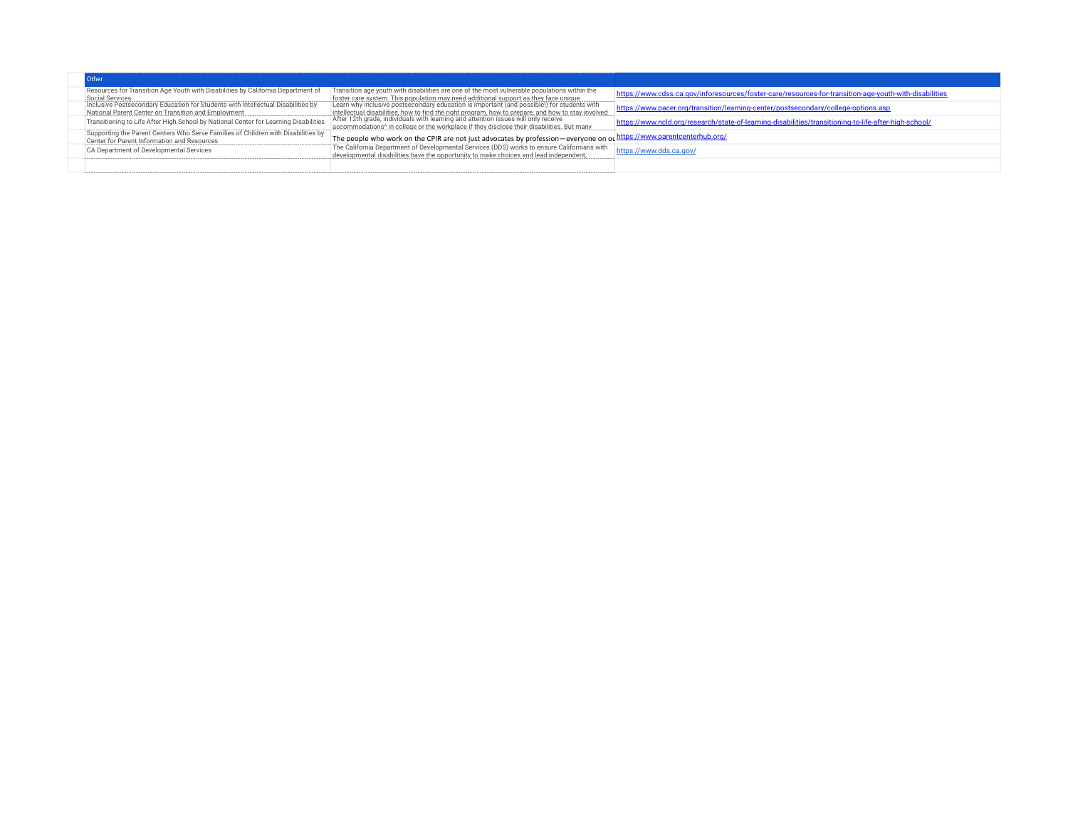| Other | | |
|---|---|---|
| Resources for Transition Age Youth with Disabilities by California Department of Social Services | Transition age youth with disabilities are one of the most vulnerable populations within the foster care system. This population may need additional support as they face unique | https://www.cdss.ca.gov/inforesources/foster-care/resources-for-transition-age-youth-with-disabilities |
| Inclusive Postsecondary Education for Students with Intellectual Disabilities by National Parent Center on Transition and Employment | Learn why inclusive postsecondary education is important (and possible!) for students with intellectual disabilities, how to find the right program, how to prepare, and how to stay involved | https://www.pacer.org/transition/learning-center/postsecondary/college-options.asp |
| Transitioning to Life After High School by National Center for Learning Disabilities | After 12th grade, individuals with learning and attention issues will only receive accommodations^ in college or the workplace if they disclose their disabilities. But many | https://www.ncld.org/research/state-of-learning-disabilities/transitioning-to-life-after-high-school/ |
| Supporting the Parent Centers Who Serve Families of Children with Disabilities by Center for Parent Information and Resources | The people who work on the CPIR are not just advocates by profession—everyone on ou | https://www.parentcenterhub.org/ |
| CA Department of Developmental Services | The California Department of Developmental Services (DDS) works to ensure Californians with developmental disabilities have the opportunity to make choices and lead independent, | https://www.dds.ca.gov/ |